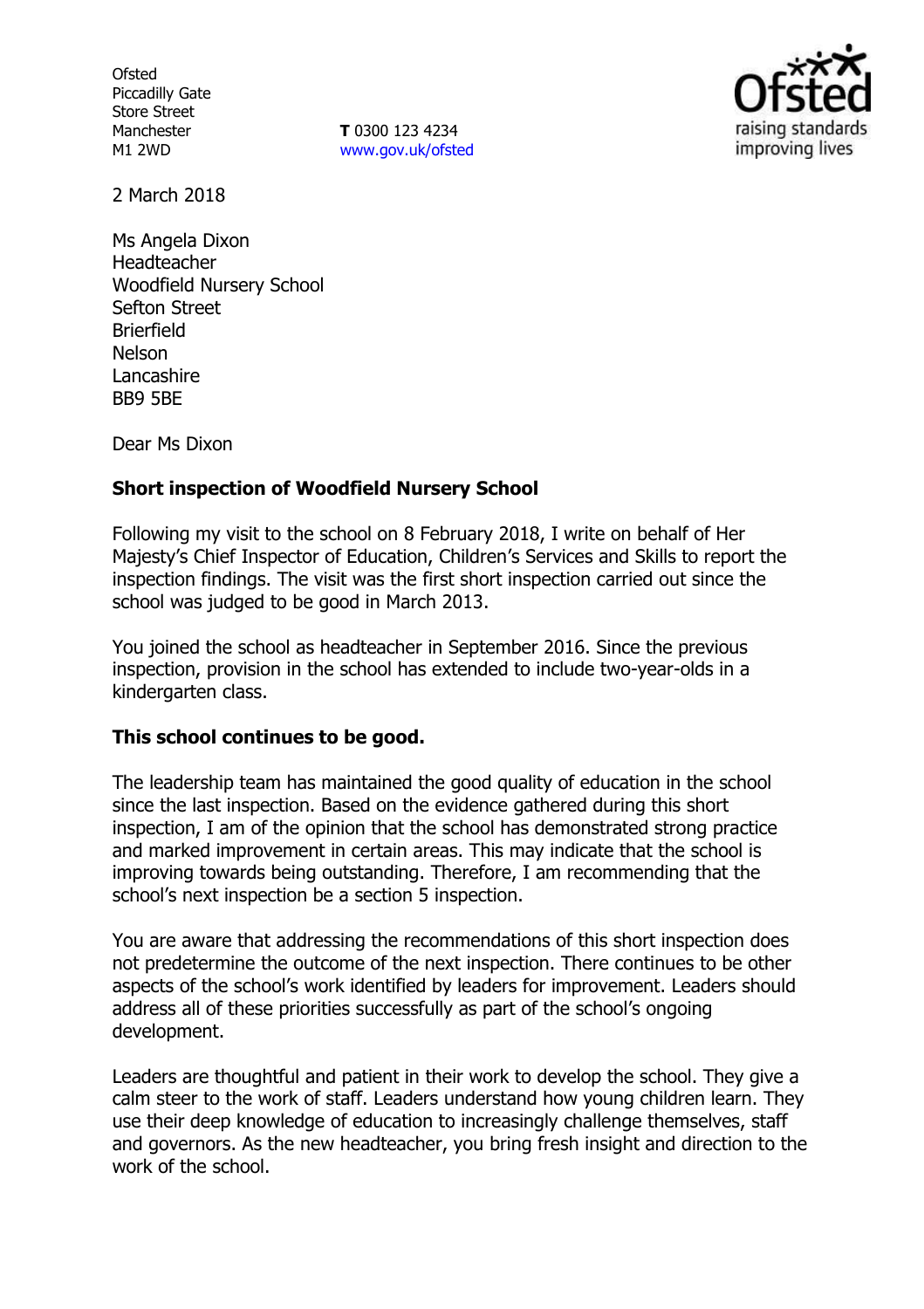Ofsted
Piccadilly Gate
Store Street
Manchester
M1 2WD

**T** 0300 123 4234
www.gov.uk/ofsted

2 March 2018

Ms Angela Dixon
Headteacher
Woodfield Nursery School
Sefton Street
Brierfield
Nelson
Lancashire
BB9 5BE

Dear Ms Dixon

**Short inspection of Woodfield Nursery School**

Following my visit to the school on 8 February 2018, I write on behalf of Her Majesty's Chief Inspector of Education, Children's Services and Skills to report the inspection findings. The visit was the first short inspection carried out since the school was judged to be good in March 2013.

You joined the school as headteacher in September 2016. Since the previous inspection, provision in the school has extended to include two-year-olds in a kindergarten class.

**This school continues to be good.**

The leadership team has maintained the good quality of education in the school since the last inspection. Based on the evidence gathered during this short inspection, I am of the opinion that the school has demonstrated strong practice and marked improvement in certain areas. This may indicate that the school is improving towards being outstanding. Therefore, I am recommending that the school's next inspection be a section 5 inspection.

You are aware that addressing the recommendations of this short inspection does not predetermine the outcome of the next inspection. There continues to be other aspects of the school's work identified by leaders for improvement. Leaders should address all of these priorities successfully as part of the school's ongoing development.

Leaders are thoughtful and patient in their work to develop the school. They give a calm steer to the work of staff. Leaders understand how young children learn. They use their deep knowledge of education to increasingly challenge themselves, staff and governors. As the new headteacher, you bring fresh insight and direction to the work of the school.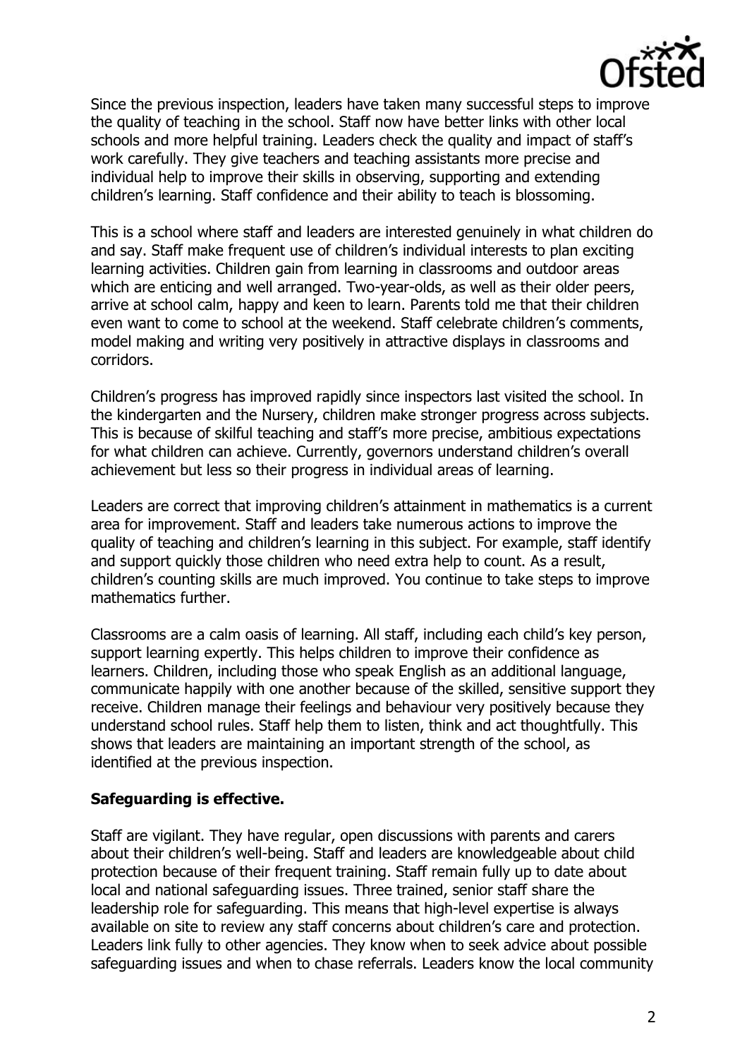Since the previous inspection, leaders have taken many successful steps to improve the quality of teaching in the school. Staff now have better links with other local schools and more helpful training. Leaders check the quality and impact of staff's work carefully. They give teachers and teaching assistants more precise and individual help to improve their skills in observing, supporting and extending children's learning. Staff confidence and their ability to teach is blossoming.

This is a school where staff and leaders are interested genuinely in what children do and say. Staff make frequent use of children's individual interests to plan exciting learning activities. Children gain from learning in classrooms and outdoor areas which are enticing and well arranged. Two-year-olds, as well as their older peers, arrive at school calm, happy and keen to learn. Parents told me that their children even want to come to school at the weekend. Staff celebrate children's comments, model making and writing very positively in attractive displays in classrooms and corridors.

Children's progress has improved rapidly since inspectors last visited the school. In the kindergarten and the Nursery, children make stronger progress across subjects. This is because of skilful teaching and staff's more precise, ambitious expectations for what children can achieve. Currently, governors understand children's overall achievement but less so their progress in individual areas of learning.

Leaders are correct that improving children's attainment in mathematics is a current area for improvement. Staff and leaders take numerous actions to improve the quality of teaching and children's learning in this subject. For example, staff identify and support quickly those children who need extra help to count. As a result, children's counting skills are much improved. You continue to take steps to improve mathematics further.

Classrooms are a calm oasis of learning. All staff, including each child's key person, support learning expertly. This helps children to improve their confidence as learners. Children, including those who speak English as an additional language, communicate happily with one another because of the skilled, sensitive support they receive. Children manage their feelings and behaviour very positively because they understand school rules. Staff help them to listen, think and act thoughtfully. This shows that leaders are maintaining an important strength of the school, as identified at the previous inspection.

**Safeguarding is effective.**

Staff are vigilant. They have regular, open discussions with parents and carers about their children's well-being. Staff and leaders are knowledgeable about child protection because of their frequent training. Staff remain fully up to date about local and national safeguarding issues. Three trained, senior staff share the leadership role for safeguarding. This means that high-level expertise is always available on site to review any staff concerns about children's care and protection. Leaders link fully to other agencies. They know when to seek advice about possible safeguarding issues and when to chase referrals. Leaders know the local community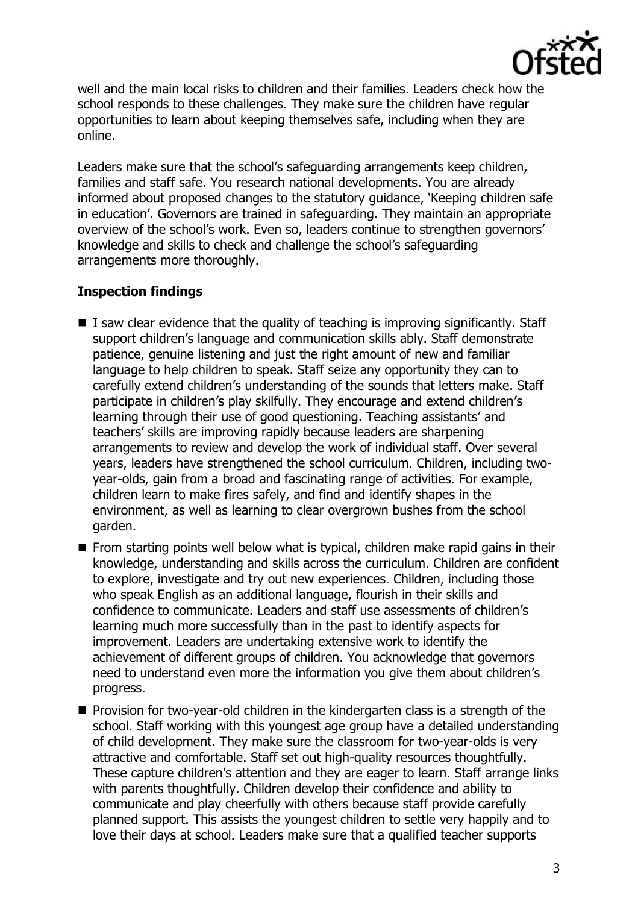well and the main local risks to children and their families. Leaders check how the school responds to these challenges. They make sure the children have regular opportunities to learn about keeping themselves safe, including when they are online.

Leaders make sure that the school's safeguarding arrangements keep children, families and staff safe. You research national developments. You are already informed about proposed changes to the statutory guidance, 'Keeping children safe in education'. Governors are trained in safeguarding. They maintain an appropriate overview of the school's work. Even so, leaders continue to strengthen governors' knowledge and skills to check and challenge the school's safeguarding arrangements more thoroughly.

## Inspection findings

- I saw clear evidence that the quality of teaching is improving significantly. Staff support children's language and communication skills ably. Staff demonstrate patience, genuine listening and just the right amount of new and familiar language to help children to speak. Staff seize any opportunity they can to carefully extend children's understanding of the sounds that letters make. Staff participate in children's play skilfully. They encourage and extend children's learning through their use of good questioning. Teaching assistants' and teachers' skills are improving rapidly because leaders are sharpening arrangements to review and develop the work of individual staff. Over several years, leaders have strengthened the school curriculum. Children, including two-year-olds, gain from a broad and fascinating range of activities. For example, children learn to make fires safely, and find and identify shapes in the environment, as well as learning to clear overgrown bushes from the school garden.
- From starting points well below what is typical, children make rapid gains in their knowledge, understanding and skills across the curriculum. Children are confident to explore, investigate and try out new experiences. Children, including those who speak English as an additional language, flourish in their skills and confidence to communicate. Leaders and staff use assessments of children's learning much more successfully than in the past to identify aspects for improvement. Leaders are undertaking extensive work to identify the achievement of different groups of children. You acknowledge that governors need to understand even more the information you give them about children's progress.
- Provision for two-year-old children in the kindergarten class is a strength of the school. Staff working with this youngest age group have a detailed understanding of child development. They make sure the classroom for two-year-olds is very attractive and comfortable. Staff set out high-quality resources thoughtfully. These capture children's attention and they are eager to learn. Staff arrange links with parents thoughtfully. Children develop their confidence and ability to communicate and play cheerfully with others because staff provide carefully planned support. This assists the youngest children to settle very happily and to love their days at school. Leaders make sure that a qualified teacher supports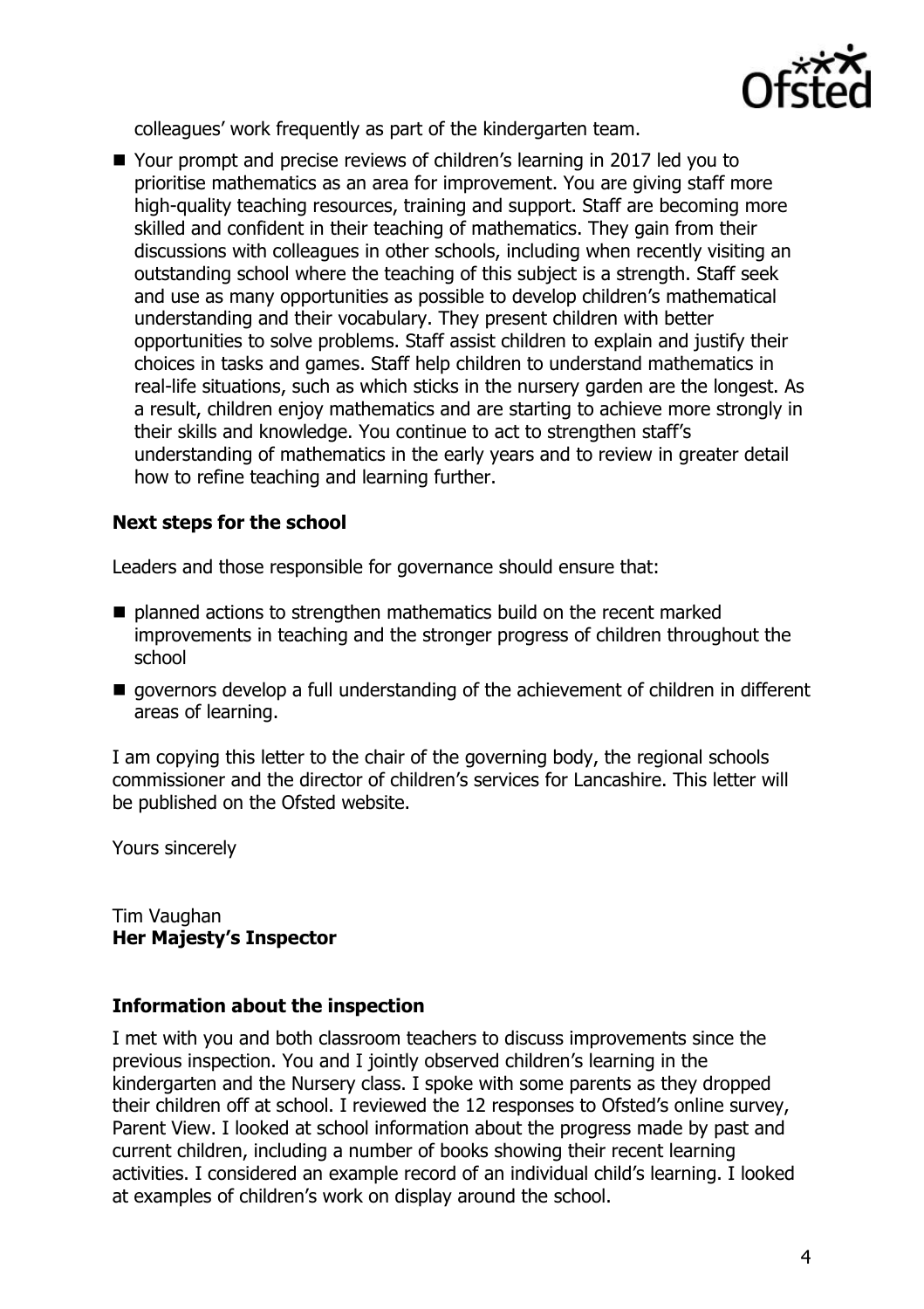colleagues' work frequently as part of the kindergarten team.

- Your prompt and precise reviews of children's learning in 2017 led you to prioritise mathematics as an area for improvement. You are giving staff more high-quality teaching resources, training and support. Staff are becoming more skilled and confident in their teaching of mathematics. They gain from their discussions with colleagues in other schools, including when recently visiting an outstanding school where the teaching of this subject is a strength. Staff seek and use as many opportunities as possible to develop children's mathematical understanding and their vocabulary. They present children with better opportunities to solve problems. Staff assist children to explain and justify their choices in tasks and games. Staff help children to understand mathematics in real-life situations, such as which sticks in the nursery garden are the longest. As a result, children enjoy mathematics and are starting to achieve more strongly in their skills and knowledge. You continue to act to strengthen staff's understanding of mathematics in the early years and to review in greater detail how to refine teaching and learning further.

### Next steps for the school

Leaders and those responsible for governance should ensure that:

- planned actions to strengthen mathematics build on the recent marked improvements in teaching and the stronger progress of children throughout the school
- governors develop a full understanding of the achievement of children in different areas of learning.

I am copying this letter to the chair of the governing body, the regional schools commissioner and the director of children's services for Lancashire. This letter will be published on the Ofsted website.

Yours sincerely

Tim Vaughan
**Her Majesty's Inspector**

### Information about the inspection

I met with you and both classroom teachers to discuss improvements since the previous inspection. You and I jointly observed children's learning in the kindergarten and the Nursery class. I spoke with some parents as they dropped their children off at school. I reviewed the 12 responses to Ofsted's online survey, Parent View. I looked at school information about the progress made by past and current children, including a number of books showing their recent learning activities. I considered an example record of an individual child's learning. I looked at examples of children's work on display around the school.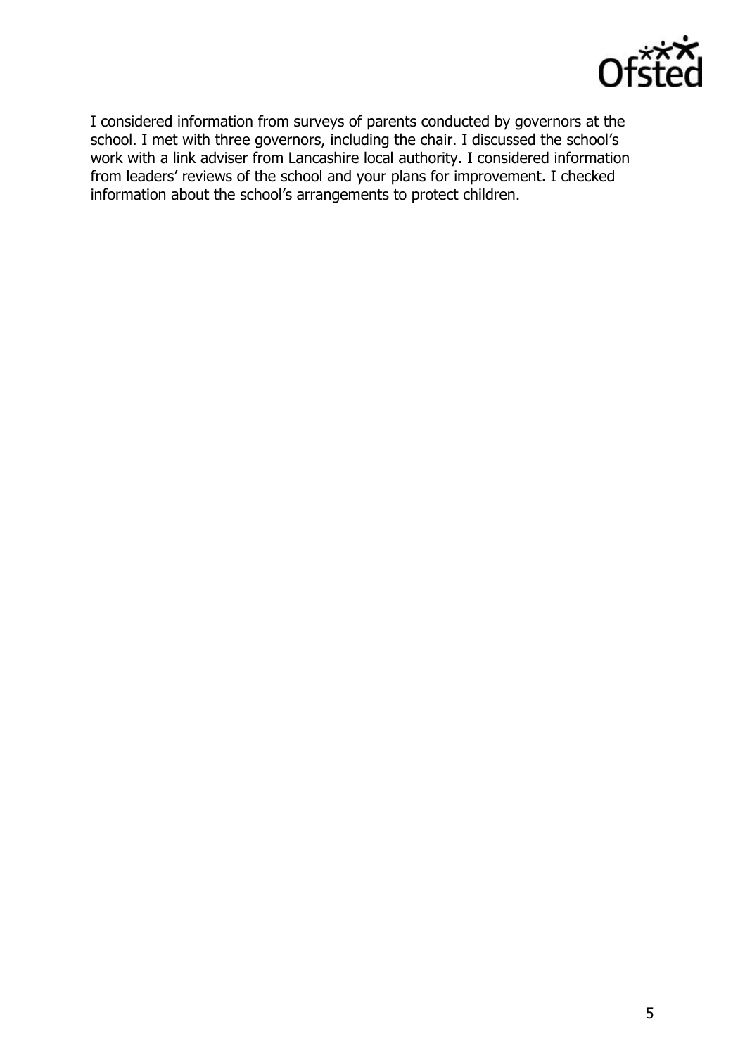I considered information from surveys of parents conducted by governors at the school. I met with three governors, including the chair. I discussed the school's work with a link adviser from Lancashire local authority. I considered information from leaders' reviews of the school and your plans for improvement. I checked information about the school's arrangements to protect children.